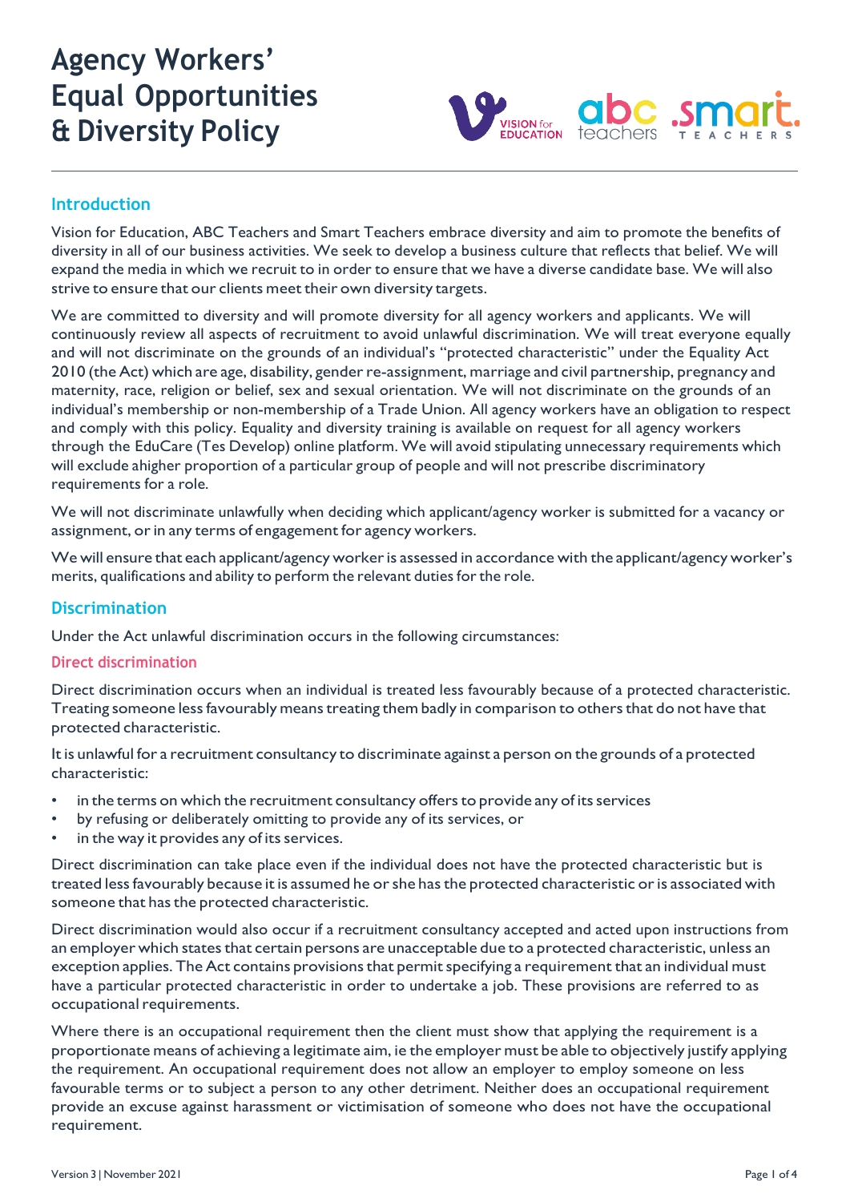# Agency Workers' Equal Opportunities & Diversity Policy

## Introduction

Vision for Education, ABC Teachers and Smart Teachers embrace diversity and aim to promote the benefits of diversity in all of our business activities. We seek to develop a business culture that reflects that belief. We will expand the media in which we recruit to in order to ensure that we have a diverse candidate base. We will also strive to ensure that our clients meet their own diversity targets.

We are committed to diversity and will promote diversity for all agency workers and applicants. We will continuously review all aspects of recruitment to avoid unlawful discrimination. We will treat everyone equally and will not discriminate on the grounds of an individual's "protected characteristic" under the Equality Act 2010 (the Act) which are age, disability, gender re-assignment, marriage and civil partnership, pregnancy and maternity, race, religion or belief, sex and sexual orientation. We will not discriminate on the grounds of an individual's membership or non-membership of a Trade Union. All agency workers have an obligation to respect and comply with this policy. Equality and diversity training is available on request for all agency workers through the EduCare (Tes Develop) online platform. We will avoid stipulating unnecessary requirements which will exclude ahigher proportion of a particular group of people and will not prescribe discriminatory requirements for a role.

We will not discriminate unlawfully when deciding which applicant/agency worker is submitted for a vacancy or assignment, or in any terms of engagement for agency workers.

We will ensure that each applicant/agency worker is assessed in accordance with the applicant/agency worker's merits, qualifications and ability to perform the relevant duties for the role.

## Discrimination

Under the Act unlawful discrimination occurs in the following circumstances:

### Direct discrimination

Direct discrimination occurs when an individual is treated less favourably because of a protected characteristic. Treating someone less favourably means treating them badly in comparison to others that do not have that protected characteristic.

It is unlawful for a recruitment consultancy to discriminate against a person on the grounds of a protected characteristic:

- in the terms on which the recruitment consultancy offers to provide any of its services
- by refusing or deliberately omitting to provide any of its services, or
- in the way it provides any of its services.

Direct discrimination can take place even if the individual does not have the protected characteristic but is treated less favourably because it is assumed he or she has the protected characteristic or is associated with someone that has the protected characteristic.

Direct discrimination would also occur if a recruitment consultancy accepted and acted upon instructions from an employer which states that certain persons are unacceptable due to a protected characteristic, unless an exception applies. The Act contains provisions that permit specifying a requirement that an individual must have a particular protected characteristic in order to undertake a job. These provisions are referred to as occupational requirements.

Where there is an occupational requirement then the client must show that applying the requirement is a proportionate means of achieving a legitimate aim, ie the employer must be able to objectively justify applying the requirement. An occupational requirement does not allow an employer to employ someone on less favourable terms or to subject a person to any other detriment. Neither does an occupational requirement provide an excuse against harassment or victimisation of someone who does not have the occupational requirement.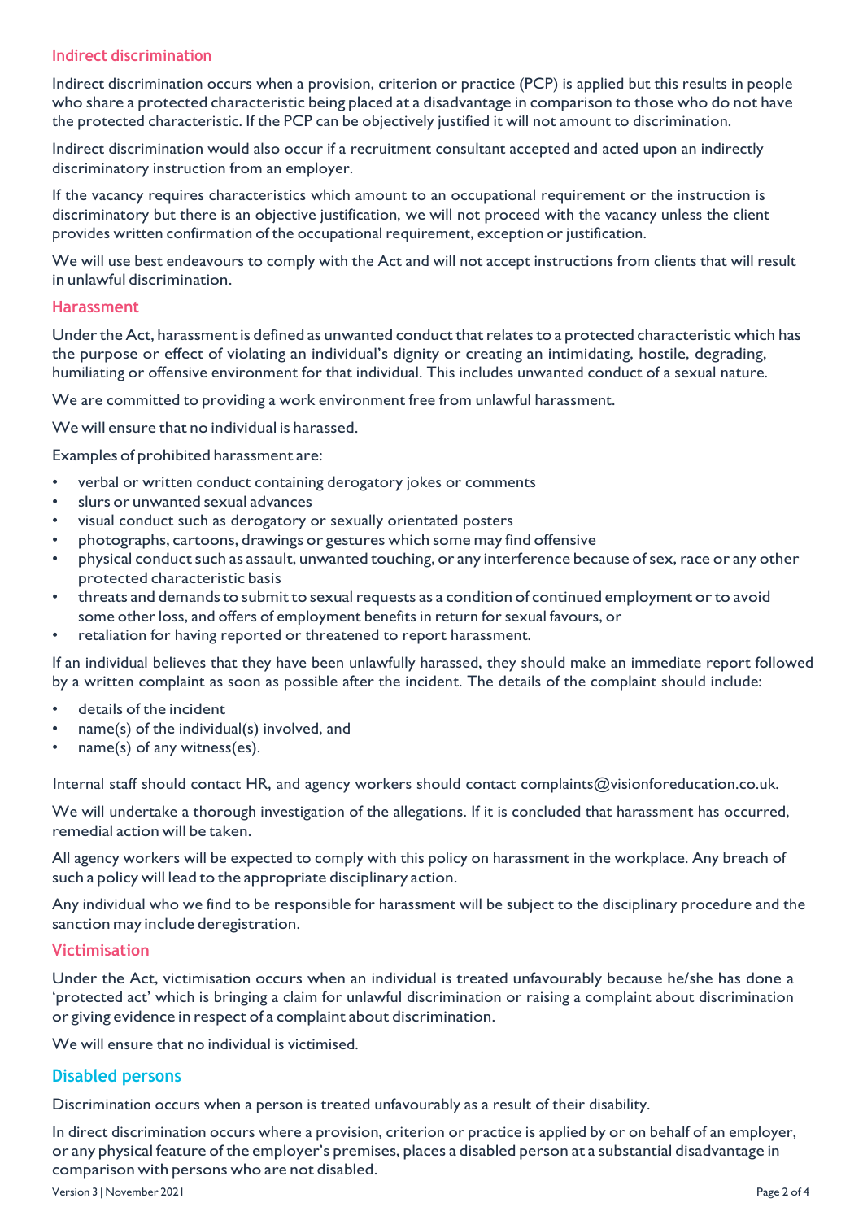### Indirect discrimination

Indirect discrimination occurs when a provision, criterion or practice (PCP) is applied but this results in people who share a protected characteristic being placed at a disadvantage in comparison to those who do not have the protected characteristic. If the PCP can be objectively justified it will not amount to discrimination.

Indirect discrimination would also occur if a recruitment consultant accepted and acted upon an indirectly discriminatory instruction from an employer.

If the vacancy requires characteristics which amount to an occupational requirement or the instruction is discriminatory but there is an objective justification, we will not proceed with the vacancy unless the client provides written confirmation of the occupational requirement, exception or justification.

We will use best endeavours to comply with the Act and will not accept instructions from clients that will result in unlawful discrimination.

### Harassment

Under the Act, harassment is defined as unwanted conduct that relates to a protected characteristic which has the purpose or effect of violating an individual's dignity or creating an intimidating, hostile, degrading, humiliating or offensive environment for that individual. This includes unwanted conduct of a sexual nature.

We are committed to providing a work environment free from unlawful harassment.

We will ensure that no individual is harassed.

Examples of prohibited harassment are:

- verbal or written conduct containing derogatory jokes or comments
- slurs or unwanted sexual advances
- visual conduct such as derogatory or sexually orientated posters
- photographs, cartoons, drawings or gestures which some may find offensive
- physical conduct such as assault, unwanted touching, or any interference because of sex, race or any other protected characteristic basis
- threats and demands to submit to sexual requests as a condition of continued employment or to avoid some other loss, and offers of employment benefits in return for sexual favours, or
- retaliation for having reported or threatened to report harassment.

If an individual believes that they have been unlawfully harassed, they should make an immediate report followed by a written complaint as soon as possible after the incident. The details of the complaint should include:

- details of the incident
- name(s) of the individual(s) involved, and
- name(s) of any witness(es).

Internal staff should contact HR, and agency workers should contact complaints@visionforeducation.co.uk.

We will undertake a thorough investigation of the allegations. If it is concluded that harassment has occurred, remedial action will be taken.

All agency workers will be expected to comply with this policy on harassment in the workplace. Any breach of such a policy will lead to the appropriate disciplinary action.

Any individual who we find to be responsible for harassment will be subject to the disciplinary procedure and the sanction may include deregistration.

### Victimisation

Under the Act, victimisation occurs when an individual is treated unfavourably because he/she has done a 'protected act' which is bringing a claim for unlawful discrimination or raising a complaint about discrimination or giving evidence in respect of a complaint about discrimination.

We will ensure that no individual is victimised.

## Disabled persons

Discrimination occurs when a person is treated unfavourably as a result of their disability.

In direct discrimination occurs where a provision, criterion or practice is applied by or on behalf of an employer, or any physical feature of the employer's premises, places a disabled person at a substantial disadvantage in comparison with persons who are not disabled.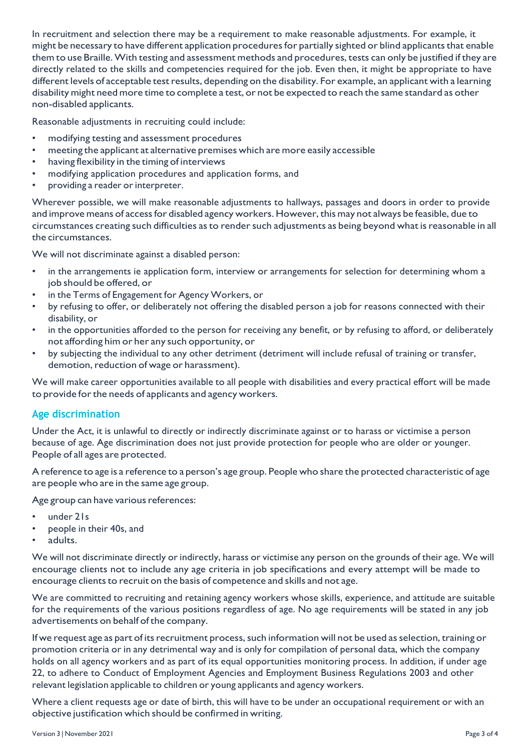In recruitment and selection there may be a requirement to make reasonable adjustments. For example, it might be necessary to have different application procedures for partially sighted or blind applicants that enable them to use Braille. With testing and assessment methods and procedures, tests can only be justified if they are directly related to the skills and competencies required for the job. Even then, it might be appropriate to have different levels of acceptable test results, depending on the disability. For example, an applicant with a learning disability might need more time to complete a test, or not be expected to reach the same standard as other non-disabled applicants.

Reasonable adjustments in recruiting could include:

- modifying testing and assessment procedures
- meeting the applicant at alternative premises which are more easily accessible
- having flexibility in the timing of interviews
- modifying application procedures and application forms, and
- providing a reader or interpreter.

Wherever possible, we will make reasonable adjustments to hallways, passages and doors in order to provide and improve means of access for disabled agency workers. However, this may not always be feasible, due to circumstances creating such difficulties as to render such adjustments as being beyond what is reasonable in all the circumstances.

We will not discriminate against a disabled person:

- in the arrangements ie application form, interview or arrangements for selection for determining whom a job should be offered, or
- in the Terms of Engagement for Agency Workers, or
- by refusing to offer, or deliberately not offering the disabled person a job for reasons connected with their disability, or
- in the opportunities afforded to the person for receiving any benefit, or by refusing to afford, or deliberately not affording him or her any such opportunity, or
- by subjecting the individual to any other detriment (detriment will include refusal of training or transfer, demotion, reduction of wage or harassment).

We will make career opportunities available to all people with disabilities and every practical effort will be made to provide for the needs of applicants and agency workers.

## Age discrimination

Under the Act, it is unlawful to directly or indirectly discriminate against or to harass or victimise a person because of age. Age discrimination does not just provide protection for people who are older or younger. People of all ages are protected.

A reference to age is a reference to a person's age group. People who share the protected characteristic of age are people who are in the same age group.

Age group can have various references:

- under 21s
- people in their 40s, and
- adults.

We will not discriminate directly or indirectly, harass or victimise any person on the grounds of their age. We will encourage clients not to include any age criteria in job specifications and every attempt will be made to encourage clients to recruit on the basis of competence and skills and not age.

We are committed to recruiting and retaining agency workers whose skills, experience, and attitude are suitable for the requirements of the various positions regardless of age. No age requirements will be stated in any job advertisements on behalf of the company.

If we request age as part of its recruitment process, such information will not be used as selection, training or promotion criteria or in any detrimental way and is only for compilation of personal data, which the company holds on all agency workers and as part of its equal opportunities monitoring process. In addition, if under age 22, to adhere to Conduct of Employment Agencies and Employment Business Regulations 2003 and other relevant legislation applicable to children or young applicants and agency workers.

Where a client requests age or date of birth, this will have to be under an occupational requirement or with an objective justification which should be confirmed in writing.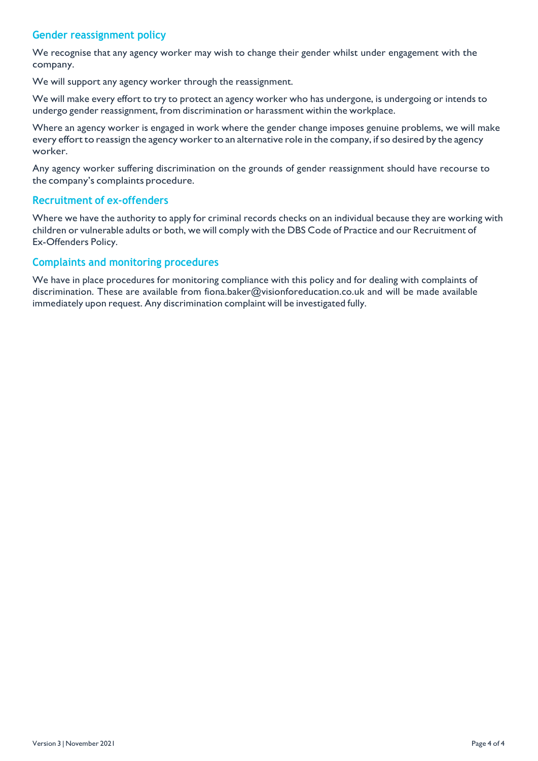## Gender reassignment policy

We recognise that any agency worker may wish to change their gender whilst under engagement with the company.

We will support any agency worker through the reassignment.

We will make every effort to try to protect an agency worker who has undergone, is undergoing or intends to undergo gender reassignment, from discrimination or harassment within the workplace.

Where an agency worker is engaged in work where the gender change imposes genuine problems, we will make every effort to reassign the agency worker to an alternative role in the company, if so desired by the agency worker.

Any agency worker suffering discrimination on the grounds of gender reassignment should have recourse to the company's complaints procedure.

## Recruitment of ex-offenders

Where we have the authority to apply for criminal records checks on an individual because they are working with children or vulnerable adults or both, we will comply with the DBS Code of Practice and our Recruitment of Ex-Offenders Policy.

## Complaints and monitoring procedures

We have in place procedures for monitoring compliance with this policy and for dealing with complaints of discrimination. These are available from fiona.baker@visionforeducation.co.uk and will be made available immediately upon request. Any discrimination complaint will be investigated fully.